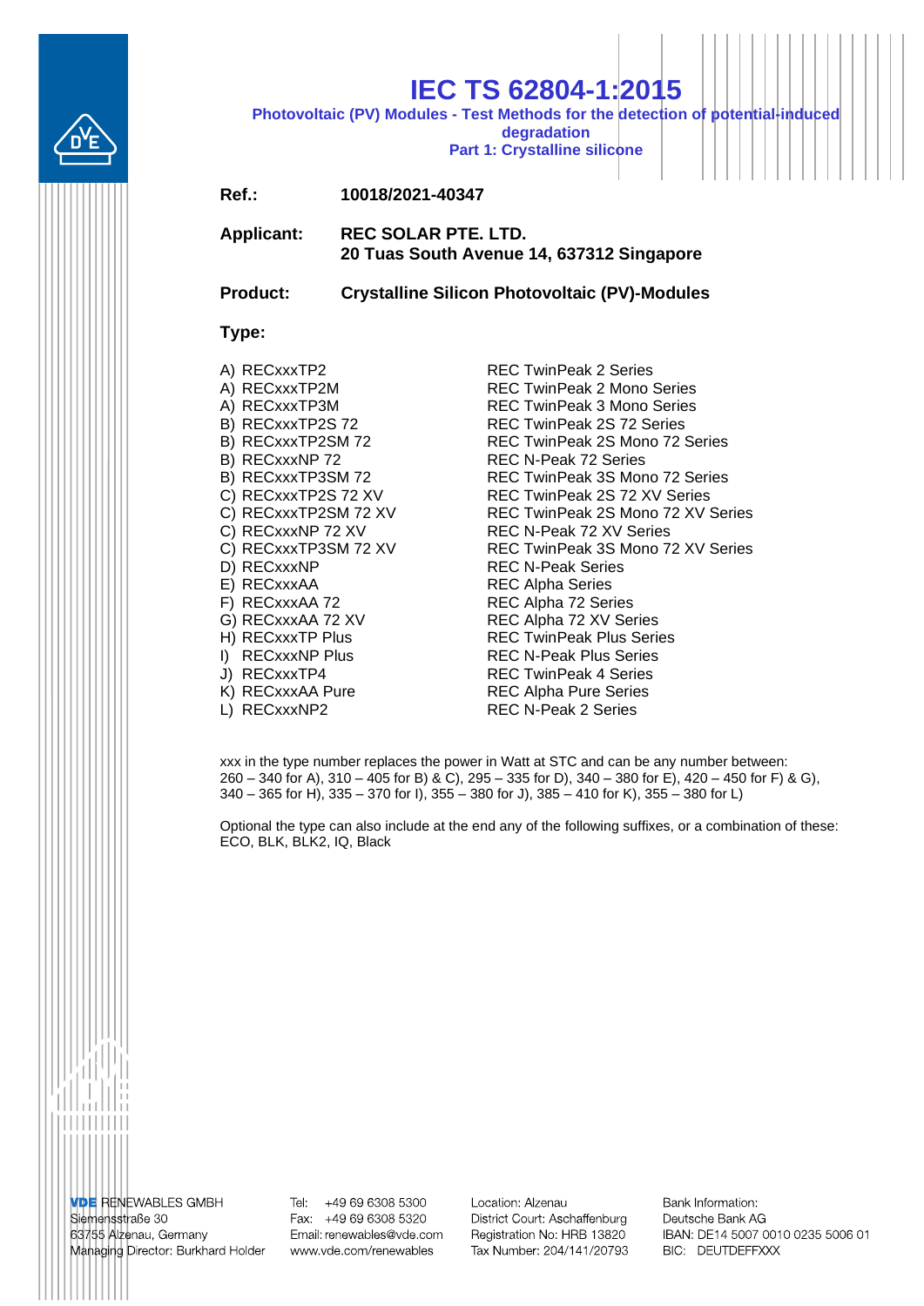# IEC TS 62804-1:2015

**Photovoltaic (PV) Modules - Test Methods for the detection of potential-induced degradation**
**Part 1: Crystalline silicone**

**Ref.:** **10018/2021-40347**

**Applicant:** **REC SOLAR PTE. LTD.**
**20 Tuas South Avenue 14, 637312 Singapore**

**Product:** **Crystalline Silicon Photovoltaic (PV)-Modules**

**Type:**

| | |
|---|---|
| A) RECxxxTP2 | REC TwinPeak 2 Series |
| A) RECxxxTP2M | REC TwinPeak 2 Mono Series |
| A) RECxxxTP3M | REC TwinPeak 3 Mono Series |
| B) RECxxxTP2S 72 | REC TwinPeak 2S 72 Series |
| B) RECxxxTP2SM 72 | REC TwinPeak 2S Mono 72 Series |
| B) RECxxxNP 72 | REC N-Peak 72 Series |
| B) RECxxxTP3SM 72 | REC TwinPeak 3S Mono 72 Series |
| C) RECxxxTP2S 72 XV | REC TwinPeak 2S 72 XV Series |
| C) RECxxxTP2SM 72 XV | REC TwinPeak 2S Mono 72 XV Series |
| C) RECxxxNP 72 XV | REC N-Peak 72 XV Series |
| C) RECxxxTP3SM 72 XV | REC TwinPeak 3S Mono 72 XV Series |
| D) RECxxxNP | REC N-Peak Series |
| E) RECxxxAA | REC Alpha Series |
| F) RECxxxAA 72 | REC Alpha 72 Series |
| G) RECxxxAA 72 XV | REC Alpha 72 XV Series |
| H) RECxxxTP Plus | REC TwinPeak Plus Series |
| I) RECxxxNP Plus | REC N-Peak Plus Series |
| J) RECxxxTP4 | REC TwinPeak 4 Series |
| K) RECxxxAA Pure | REC Alpha Pure Series |
| L) RECxxxNP2 | REC N-Peak 2 Series |

xxx in the type number replaces the power in Watt at STC and can be any number between:
260 – 340 for A), 310 – 405 for B) & C), 295 – 335 for D), 340 – 380 for E), 420 – 450 for F) & G), 340 – 365 for H), 335 – 370 for I), 355 – 380 for J), 385 – 410 for K), 355 – 380 for L)

Optional the type can also include at the end any of the following suffixes, or a combination of these:
ECO, BLK, BLK2, IQ, Black

**VDE** RENEWABLES GMBH
Siemensstraße 30
63755 Alzenau, Germany
Managing Director: Burkhard Holder

Tel: +49 69 6308 5300
Fax: +49 69 6308 5320
Email: renewables@vde.com
www.vde.com/renewables

Location: Alzenau
District Court: Aschaffenburg
Registration No: HRB 13820
Tax Number: 204/141/20793

Bank Information:
Deutsche Bank AG
IBAN: DE14 5007 0010 0235 5006 01
BIC: DEUTDEFFXXX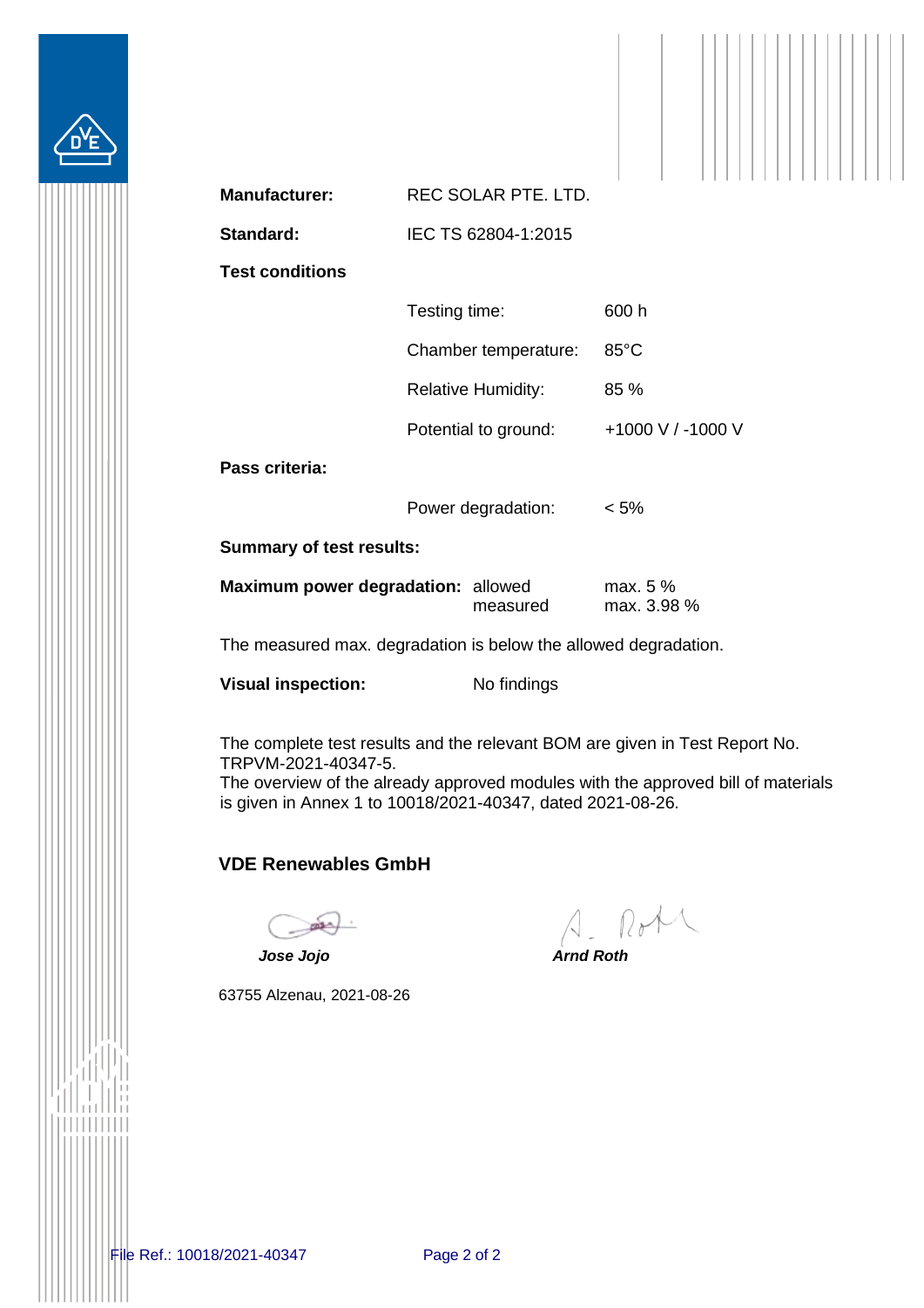| | | |
|---|---|---|
| **Manufacturer:** | REC SOLAR PTE. LTD. | |
| **Standard:** | IEC TS 62804-1:2015 | |
| **Test conditions** | | |
| | Testing time: | 600 h |
| | Chamber temperature: | 85°C |
| | Relative Humidity: | 85 % |
| | Potential to ground: | +1000 V / -1000 V |
| **Pass criteria:** | | |
| | Power degradation: | < 5% |

**Summary of test results:**

| | | |
|---|---|---|
| **Maximum power degradation:** | allowed | max. 5 % |
| | measured | max. 3.98 % |

The measured max. degradation is below the allowed degradation.

**Visual inspection:** No findings

The complete test results and the relevant BOM are given in Test Report No. TRPVM-2021-40347-5.
The overview of the already approved modules with the approved bill of materials is given in Annex 1 to 10018/2021-40347, dated 2021-08-26.

**VDE Renewables GmbH**

***Jose Jojo*** ***Arnd Roth***

63755 Alzenau, 2021-08-26

File Ref.: 10018/2021-40347